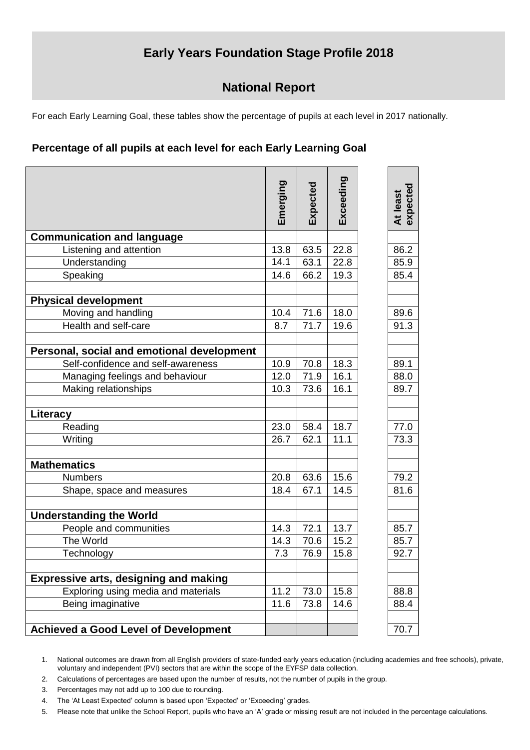# Early Years Foundation Stage Profile 2018

## National Report

For each Early Learning Goal, these tables show the percentage of pupils at each level in 2017 nationally.

### Percentage of all pupils at each level for each Early Learning Goal

| | Emerging | Expected | Exceeding | At least expected |
|---|---|---|---|---|
| **Communication and language** | | | | |
| Listening and attention | 13.8 | 63.5 | 22.8 | 86.2 |
| Understanding | 14.1 | 63.1 | 22.8 | 85.9 |
| Speaking | 14.6 | 66.2 | 19.3 | 85.4 |
| | | | | |
| **Physical development** | | | | |
| Moving and handling | 10.4 | 71.6 | 18.0 | 89.6 |
| Health and self-care | 8.7 | 71.7 | 19.6 | 91.3 |
| | | | | |
| **Personal, social and emotional development** | | | | |
| Self-confidence and self-awareness | 10.9 | 70.8 | 18.3 | 89.1 |
| Managing feelings and behaviour | 12.0 | 71.9 | 16.1 | 88.0 |
| Making relationships | 10.3 | 73.6 | 16.1 | 89.7 |
| | | | | |
| **Literacy** | | | | |
| Reading | 23.0 | 58.4 | 18.7 | 77.0 |
| Writing | 26.7 | 62.1 | 11.1 | 73.3 |
| | | | | |
| **Mathematics** | | | | |
| Numbers | 20.8 | 63.6 | 15.6 | 79.2 |
| Shape, space and measures | 18.4 | 67.1 | 14.5 | 81.6 |
| | | | | |
| **Understanding the World** | | | | |
| People and communities | 14.3 | 72.1 | 13.7 | 85.7 |
| The World | 14.3 | 70.6 | 15.2 | 85.7 |
| Technology | 7.3 | 76.9 | 15.8 | 92.7 |
| | | | | |
| **Expressive arts, designing and making** | | | | |
| Exploring using media and materials | 11.2 | 73.0 | 15.8 | 88.8 |
| Being imaginative | 11.6 | 73.8 | 14.6 | 88.4 |
| | | | | |
| **Achieved a Good Level of Development** | | | | 70.7 |

1. National outcomes are drawn from all English providers of state-funded early years education (including academies and free schools), private, voluntary and independent (PVI) sectors that are within the scope of the EYFSP data collection.
2. Calculations of percentages are based upon the number of results, not the number of pupils in the group.
3. Percentages may not add up to 100 due to rounding.
4. The 'At Least Expected' column is based upon 'Expected' or 'Exceeding' grades.
5. Please note that unlike the School Report, pupils who have an 'A' grade or missing result are not included in the percentage calculations.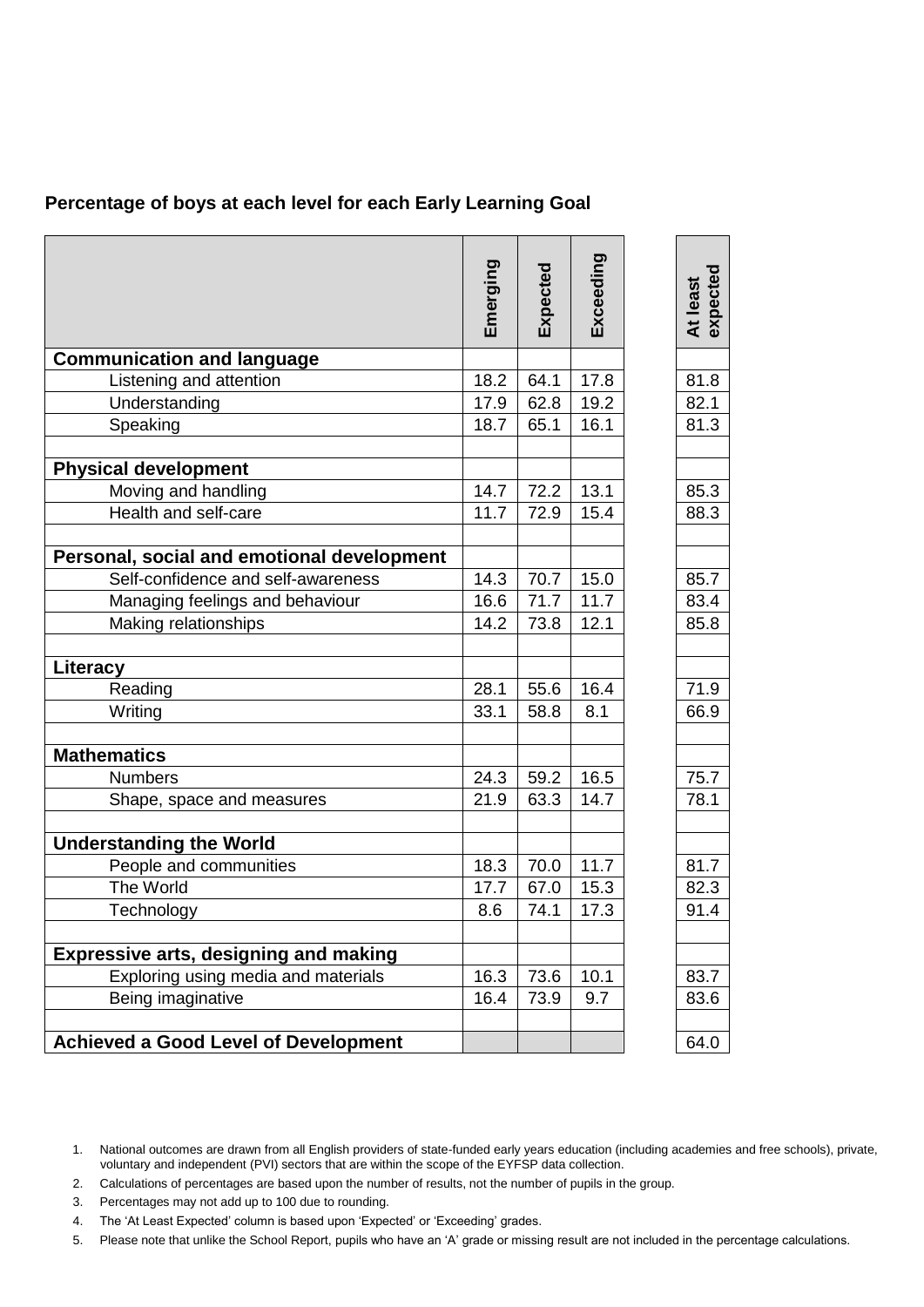**Percentage of boys at each level for each Early Learning Goal**

| | Emerging | Expected | Exceeding | At least expected |
|---|---|---|---|---|
| **Communication and language** | | | | |
| Listening and attention | 18.2 | 64.1 | 17.8 | 81.8 |
| Understanding | 17.9 | 62.8 | 19.2 | 82.1 |
| Speaking | 18.7 | 65.1 | 16.1 | 81.3 |
| | | | | |
| **Physical development** | | | | |
| Moving and handling | 14.7 | 72.2 | 13.1 | 85.3 |
| Health and self-care | 11.7 | 72.9 | 15.4 | 88.3 |
| | | | | |
| **Personal, social and emotional development** | | | | |
| Self-confidence and self-awareness | 14.3 | 70.7 | 15.0 | 85.7 |
| Managing feelings and behaviour | 16.6 | 71.7 | 11.7 | 83.4 |
| Making relationships | 14.2 | 73.8 | 12.1 | 85.8 |
| | | | | |
| **Literacy** | | | | |
| Reading | 28.1 | 55.6 | 16.4 | 71.9 |
| Writing | 33.1 | 58.8 | 8.1 | 66.9 |
| | | | | |
| **Mathematics** | | | | |
| Numbers | 24.3 | 59.2 | 16.5 | 75.7 |
| Shape, space and measures | 21.9 | 63.3 | 14.7 | 78.1 |
| | | | | |
| **Understanding the World** | | | | |
| People and communities | 18.3 | 70.0 | 11.7 | 81.7 |
| The World | 17.7 | 67.0 | 15.3 | 82.3 |
| Technology | 8.6 | 74.1 | 17.3 | 91.4 |
| | | | | |
| **Expressive arts, designing and making** | | | | |
| Exploring using media and materials | 16.3 | 73.6 | 10.1 | 83.7 |
| Being imaginative | 16.4 | 73.9 | 9.7 | 83.6 |
| | | | | |
| **Achieved a Good Level of Development** | | | | 64.0 |

1. National outcomes are drawn from all English providers of state-funded early years education (including academies and free schools), private, voluntary and independent (PVI) sectors that are within the scope of the EYFSP data collection.
2. Calculations of percentages are based upon the number of results, not the number of pupils in the group.
3. Percentages may not add up to 100 due to rounding.
4. The 'At Least Expected' column is based upon 'Expected' or 'Exceeding' grades.
5. Please note that unlike the School Report, pupils who have an 'A' grade or missing result are not included in the percentage calculations.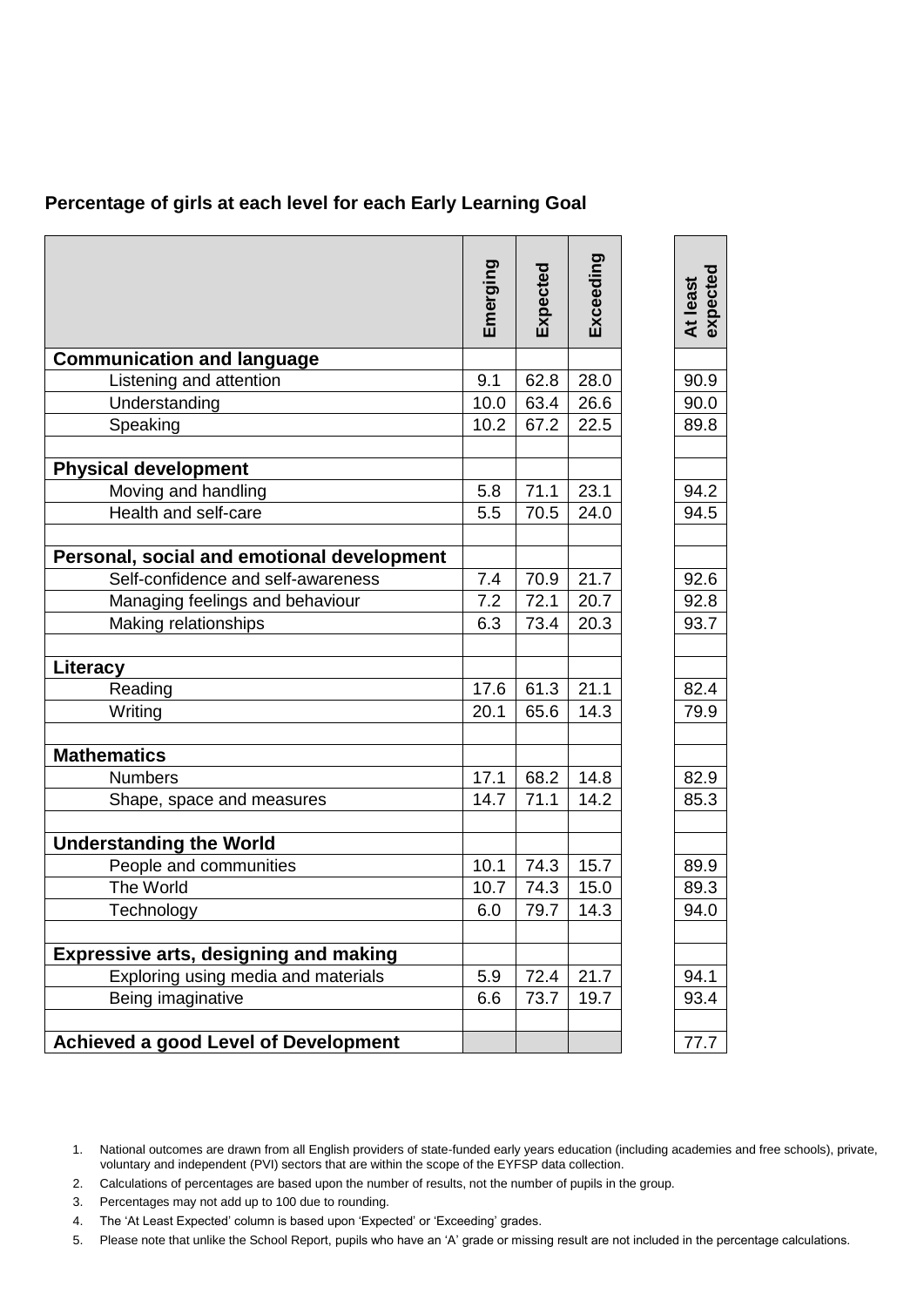**Percentage of girls at each level for each Early Learning Goal**

| | Emerging | Expected | Exceeding | At least expected |
|---|---|---|---|---|
| **Communication and language** | | | | |
| Listening and attention | 9.1 | 62.8 | 28.0 | 90.9 |
| Understanding | 10.0 | 63.4 | 26.6 | 90.0 |
| Speaking | 10.2 | 67.2 | 22.5 | 89.8 |
| | | | | |
| **Physical development** | | | | |
| Moving and handling | 5.8 | 71.1 | 23.1 | 94.2 |
| Health and self-care | 5.5 | 70.5 | 24.0 | 94.5 |
| | | | | |
| **Personal, social and emotional development** | | | | |
| Self-confidence and self-awareness | 7.4 | 70.9 | 21.7 | 92.6 |
| Managing feelings and behaviour | 7.2 | 72.1 | 20.7 | 92.8 |
| Making relationships | 6.3 | 73.4 | 20.3 | 93.7 |
| | | | | |
| **Literacy** | | | | |
| Reading | 17.6 | 61.3 | 21.1 | 82.4 |
| Writing | 20.1 | 65.6 | 14.3 | 79.9 |
| | | | | |
| **Mathematics** | | | | |
| Numbers | 17.1 | 68.2 | 14.8 | 82.9 |
| Shape, space and measures | 14.7 | 71.1 | 14.2 | 85.3 |
| | | | | |
| **Understanding the World** | | | | |
| People and communities | 10.1 | 74.3 | 15.7 | 89.9 |
| The World | 10.7 | 74.3 | 15.0 | 89.3 |
| Technology | 6.0 | 79.7 | 14.3 | 94.0 |
| | | | | |
| **Expressive arts, designing and making** | | | | |
| Exploring using media and materials | 5.9 | 72.4 | 21.7 | 94.1 |
| Being imaginative | 6.6 | 73.7 | 19.7 | 93.4 |
| | | | | |
| **Achieved a good Level of Development** | | | | 77.7 |

1. National outcomes are drawn from all English providers of state-funded early years education (including academies and free schools), private, voluntary and independent (PVI) sectors that are within the scope of the EYFSP data collection.
2. Calculations of percentages are based upon the number of results, not the number of pupils in the group.
3. Percentages may not add up to 100 due to rounding.
4. The 'At Least Expected' column is based upon 'Expected' or 'Exceeding' grades.
5. Please note that unlike the School Report, pupils who have an 'A' grade or missing result are not included in the percentage calculations.